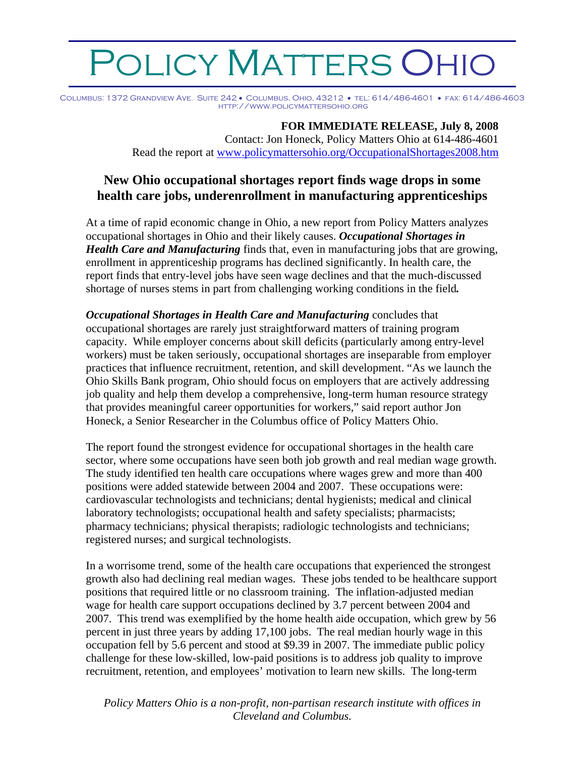# Policy Matters Ohio

Columbus: 1372 Grandview Ave. Suite 242 • Columbus, Ohio, 43212 • tel: 614/486-4601 • fax: 614/486-4603
http://www.policymattersohio.org

**FOR IMMEDIATE RELEASE, July 8, 2008**
Contact: Jon Honeck, Policy Matters Ohio at 614-486-4601
Read the report at www.policymattersohio.org/OccupationalShortages2008.htm

## New Ohio occupational shortages report finds wage drops in some health care jobs, underenrollment in manufacturing apprenticeships

At a time of rapid economic change in Ohio, a new report from Policy Matters analyzes occupational shortages in Ohio and their likely causes. ***Occupational Shortages in Health Care and Manufacturing*** finds that, even in manufacturing jobs that are growing, enrollment in apprenticeship programs has declined significantly. In health care, the report finds that entry-level jobs have seen wage declines and that the much-discussed shortage of nurses stems in part from challenging working conditions in the field.

***Occupational Shortages in Health Care and Manufacturing*** concludes that occupational shortages are rarely just straightforward matters of training program capacity. While employer concerns about skill deficits (particularly among entry-level workers) must be taken seriously, occupational shortages are inseparable from employer practices that influence recruitment, retention, and skill development. "As we launch the Ohio Skills Bank program, Ohio should focus on employers that are actively addressing job quality and help them develop a comprehensive, long-term human resource strategy that provides meaningful career opportunities for workers," said report author Jon Honeck, a Senior Researcher in the Columbus office of Policy Matters Ohio.

The report found the strongest evidence for occupational shortages in the health care sector, where some occupations have seen both job growth and real median wage growth. The study identified ten health care occupations where wages grew and more than 400 positions were added statewide between 2004 and 2007. These occupations were: cardiovascular technologists and technicians; dental hygienists; medical and clinical laboratory technologists; occupational health and safety specialists; pharmacists; pharmacy technicians; physical therapists; radiologic technologists and technicians; registered nurses; and surgical technologists.

In a worrisome trend, some of the health care occupations that experienced the strongest growth also had declining real median wages. These jobs tended to be healthcare support positions that required little or no classroom training. The inflation-adjusted median wage for health care support occupations declined by 3.7 percent between 2004 and 2007. This trend was exemplified by the home health aide occupation, which grew by 56 percent in just three years by adding 17,100 jobs. The real median hourly wage in this occupation fell by 5.6 percent and stood at $9.39 in 2007. The immediate public policy challenge for these low-skilled, low-paid positions is to address job quality to improve recruitment, retention, and employees' motivation to learn new skills. The long-term

*Policy Matters Ohio is a non-profit, non-partisan research institute with offices in Cleveland and Columbus.*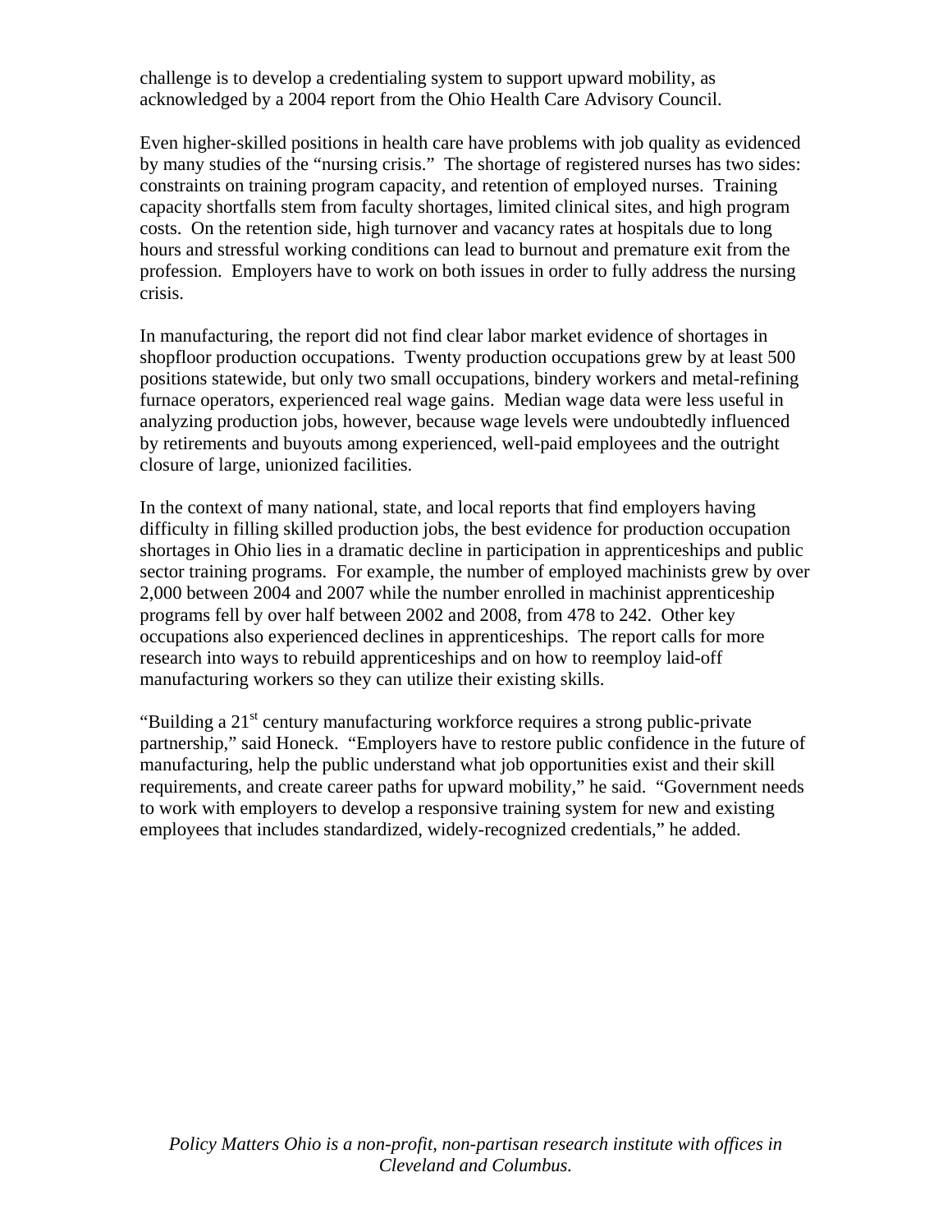challenge is to develop a credentialing system to support upward mobility, as acknowledged by a 2004 report from the Ohio Health Care Advisory Council.

Even higher-skilled positions in health care have problems with job quality as evidenced by many studies of the "nursing crisis." The shortage of registered nurses has two sides: constraints on training program capacity, and retention of employed nurses. Training capacity shortfalls stem from faculty shortages, limited clinical sites, and high program costs. On the retention side, high turnover and vacancy rates at hospitals due to long hours and stressful working conditions can lead to burnout and premature exit from the profession. Employers have to work on both issues in order to fully address the nursing crisis.

In manufacturing, the report did not find clear labor market evidence of shortages in shopfloor production occupations. Twenty production occupations grew by at least 500 positions statewide, but only two small occupations, bindery workers and metal-refining furnace operators, experienced real wage gains. Median wage data were less useful in analyzing production jobs, however, because wage levels were undoubtedly influenced by retirements and buyouts among experienced, well-paid employees and the outright closure of large, unionized facilities.

In the context of many national, state, and local reports that find employers having difficulty in filling skilled production jobs, the best evidence for production occupation shortages in Ohio lies in a dramatic decline in participation in apprenticeships and public sector training programs. For example, the number of employed machinists grew by over 2,000 between 2004 and 2007 while the number enrolled in machinist apprenticeship programs fell by over half between 2002 and 2008, from 478 to 242. Other key occupations also experienced declines in apprenticeships. The report calls for more research into ways to rebuild apprenticeships and on how to reemploy laid-off manufacturing workers so they can utilize their existing skills.

"Building a 21st century manufacturing workforce requires a strong public-private partnership," said Honeck. "Employers have to restore public confidence in the future of manufacturing, help the public understand what job opportunities exist and their skill requirements, and create career paths for upward mobility," he said. "Government needs to work with employers to develop a responsive training system for new and existing employees that includes standardized, widely-recognized credentials," he added.

*Policy Matters Ohio is a non-profit, non-partisan research institute with offices in Cleveland and Columbus.*